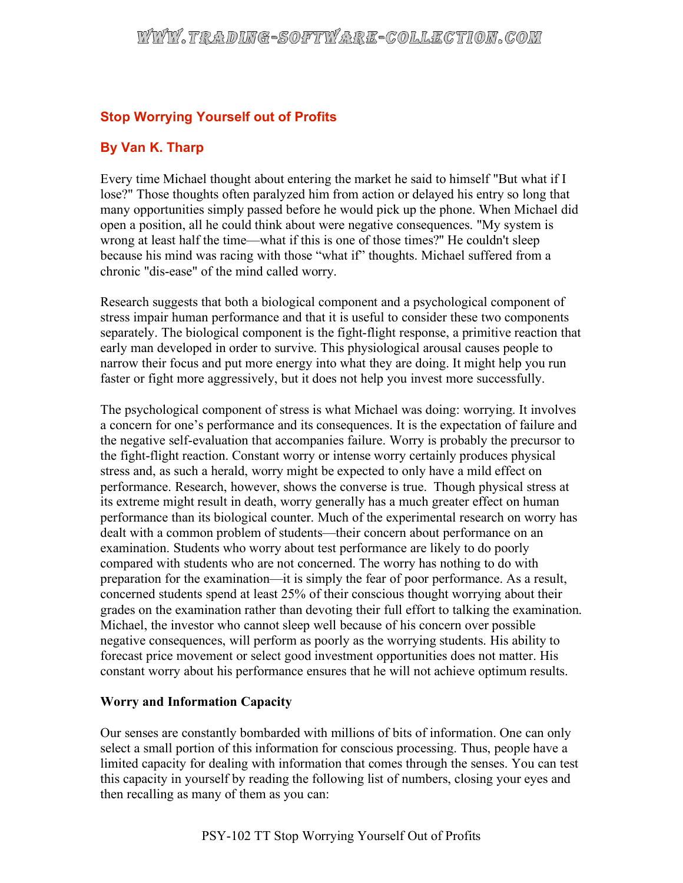## Stop Worrying Yourself out of Profits

## By Van K. Tharp

Every time Michael thought about entering the market he said to himself "But what if I lose?" Those thoughts often paralyzed him from action or delayed his entry so long that many opportunities simply passed before he would pick up the phone. When Michael did open a position, all he could think about were negative consequences. "My system is wrong at least half the time—what if this is one of those times?" He couldn't sleep because his mind was racing with those "what if" thoughts. Michael suffered from a chronic "dis-ease" of the mind called worry.

Research suggests that both a biological component and a psychological component of stress impair human performance and that it is useful to consider these two components separately. The biological component is the fight-flight response, a primitive reaction that early man developed in order to survive. This physiological arousal causes people to narrow their focus and put more energy into what they are doing. It might help you run faster or fight more aggressively, but it does not help you invest more successfully.

The psychological component of stress is what Michael was doing: worrying. It involves a concern for one's performance and its consequences. It is the expectation of failure and the negative self-evaluation that accompanies failure. Worry is probably the precursor to the fight-flight reaction. Constant worry or intense worry certainly produces physical stress and, as such a herald, worry might be expected to only have a mild effect on performance. Research, however, shows the converse is true. Though physical stress at its extreme might result in death, worry generally has a much greater effect on human performance than its biological counter. Much of the experimental research on worry has dealt with a common problem of students—their concern about performance on an examination. Students who worry about test performance are likely to do poorly compared with students who are not concerned. The worry has nothing to do with preparation for the examination—it is simply the fear of poor performance. As a result, concerned students spend at least 25% of their conscious thought worrying about their grades on the examination rather than devoting their full effort to talking the examination. Michael, the investor who cannot sleep well because of his concern over possible negative consequences, will perform as poorly as the worrying students. His ability to forecast price movement or select good investment opportunities does not matter. His constant worry about his performance ensures that he will not achieve optimum results.

### Worry and Information Capacity

Our senses are constantly bombarded with millions of bits of information. One can only select a small portion of this information for conscious processing. Thus, people have a limited capacity for dealing with information that comes through the senses. You can test this capacity in yourself by reading the following list of numbers, closing your eyes and then recalling as many of them as you can: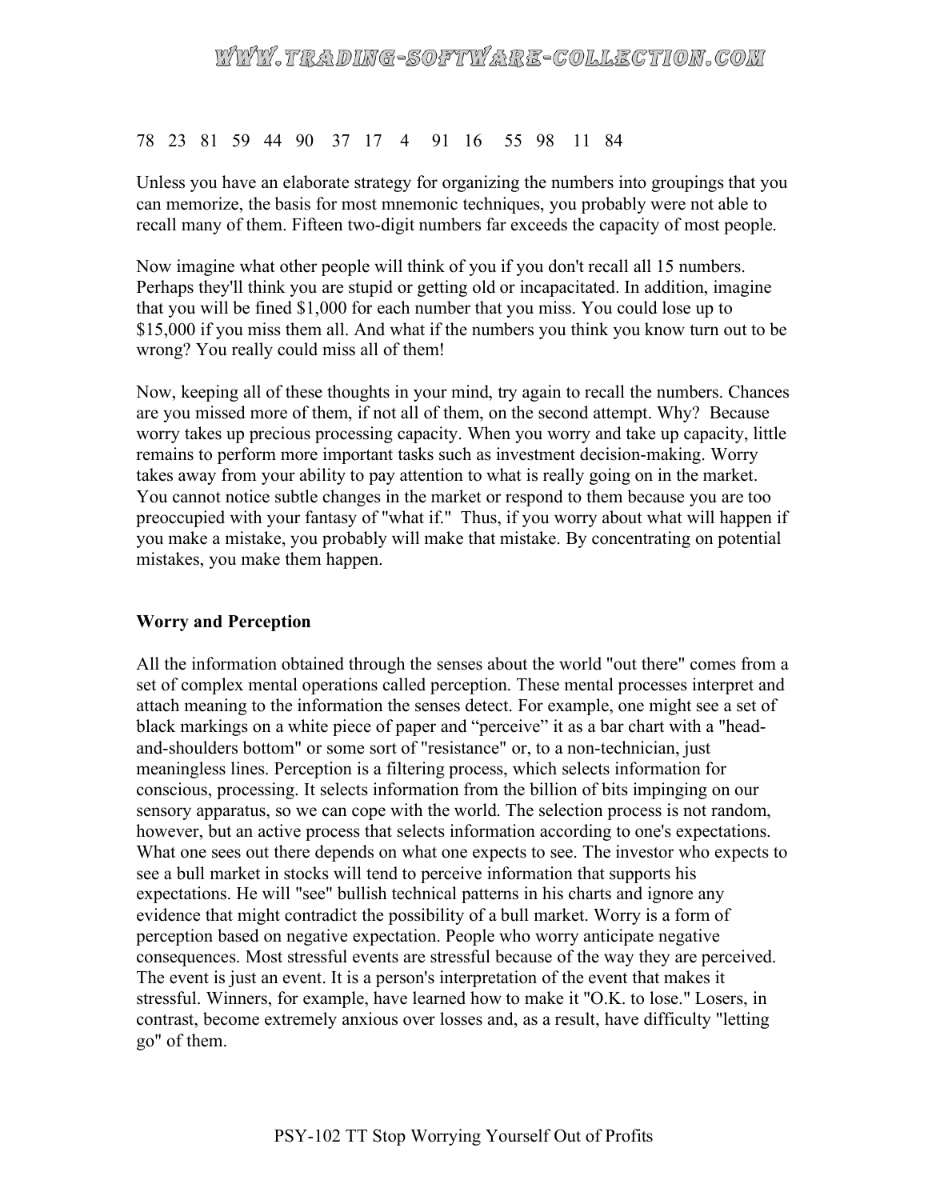78 23 81 59 44 90 37 17 4 91 16 55 98 11 84

Unless you have an elaborate strategy for organizing the numbers into groupings that you can memorize, the basis for most mnemonic techniques, you probably were not able to recall many of them. Fifteen two-digit numbers far exceeds the capacity of most people.

Now imagine what other people will think of you if you don't recall all 15 numbers. Perhaps they'll think you are stupid or getting old or incapacitated. In addition, imagine that you will be fined $1,000 for each number that you miss. You could lose up to $15,000 if you miss them all. And what if the numbers you think you know turn out to be wrong? You really could miss all of them!

Now, keeping all of these thoughts in your mind, try again to recall the numbers. Chances are you missed more of them, if not all of them, on the second attempt. Why? Because worry takes up precious processing capacity. When you worry and take up capacity, little remains to perform more important tasks such as investment decision-making. Worry takes away from your ability to pay attention to what is really going on in the market. You cannot notice subtle changes in the market or respond to them because you are too preoccupied with your fantasy of "what if." Thus, if you worry about what will happen if you make a mistake, you probably will make that mistake. By concentrating on potential mistakes, you make them happen.

**Worry and Perception**

All the information obtained through the senses about the world "out there" comes from a set of complex mental operations called perception. These mental processes interpret and attach meaning to the information the senses detect. For example, one might see a set of black markings on a white piece of paper and "perceive" it as a bar chart with a "head-and-shoulders bottom" or some sort of "resistance" or, to a non-technician, just meaningless lines. Perception is a filtering process, which selects information for conscious, processing. It selects information from the billion of bits impinging on our sensory apparatus, so we can cope with the world. The selection process is not random, however, but an active process that selects information according to one's expectations. What one sees out there depends on what one expects to see. The investor who expects to see a bull market in stocks will tend to perceive information that supports his expectations. He will "see" bullish technical patterns in his charts and ignore any evidence that might contradict the possibility of a bull market. Worry is a form of perception based on negative expectation. People who worry anticipate negative consequences. Most stressful events are stressful because of the way they are perceived. The event is just an event. It is a person's interpretation of the event that makes it stressful. Winners, for example, have learned how to make it "O.K. to lose." Losers, in contrast, become extremely anxious over losses and, as a result, have difficulty "letting go" of them.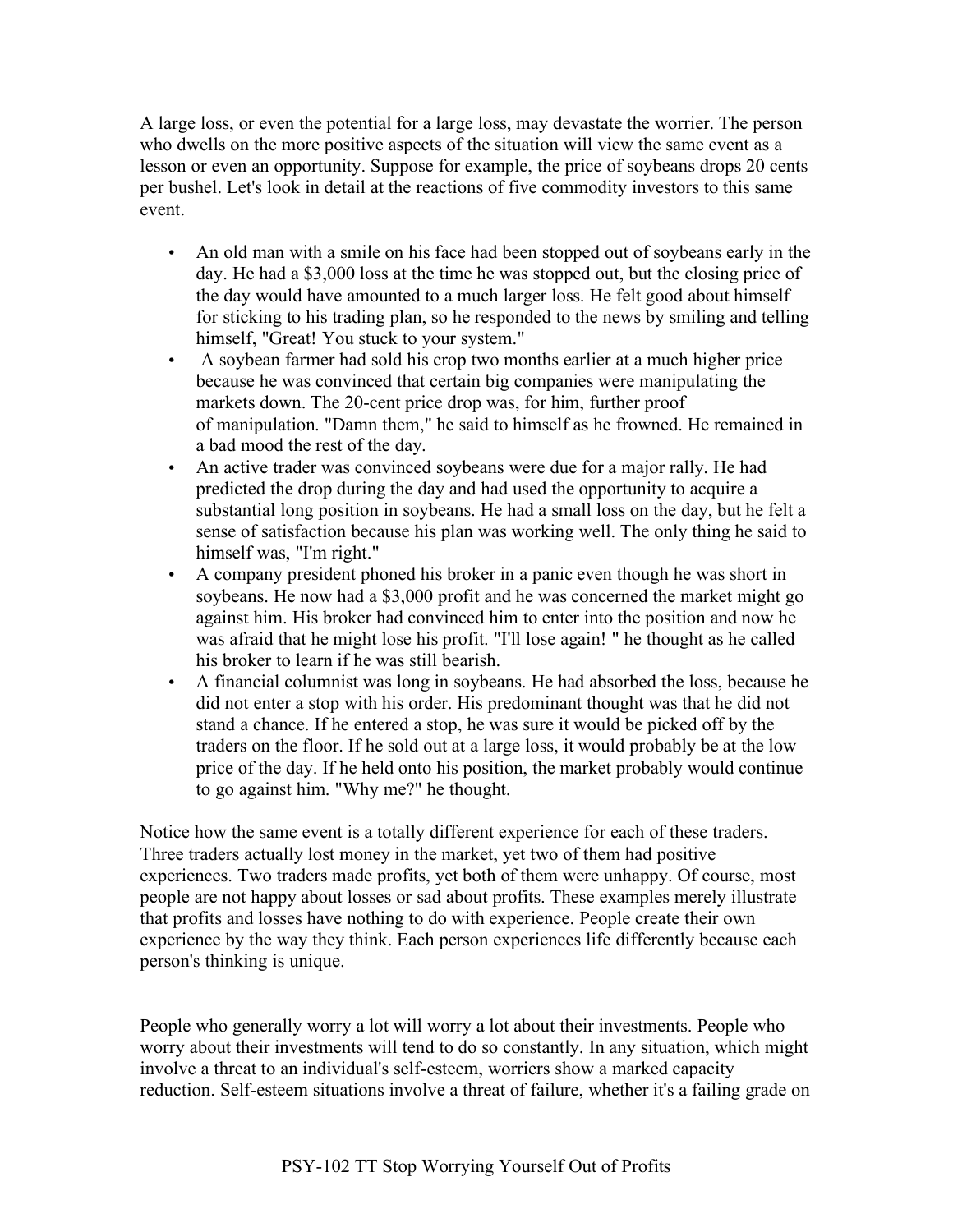A large loss, or even the potential for a large loss, may devastate the worrier. The person who dwells on the more positive aspects of the situation will view the same event as a lesson or even an opportunity. Suppose for example, the price of soybeans drops 20 cents per bushel. Let's look in detail at the reactions of five commodity investors to this same event.

- An old man with a smile on his face had been stopped out of soybeans early in the day. He had a $3,000 loss at the time he was stopped out, but the closing price of the day would have amounted to a much larger loss. He felt good about himself for sticking to his trading plan, so he responded to the news by smiling and telling himself, "Great! You stuck to your system."
- A soybean farmer had sold his crop two months earlier at a much higher price because he was convinced that certain big companies were manipulating the markets down. The 20-cent price drop was, for him, further proof of manipulation. "Damn them," he said to himself as he frowned. He remained in a bad mood the rest of the day.
- An active trader was convinced soybeans were due for a major rally. He had predicted the drop during the day and had used the opportunity to acquire a substantial long position in soybeans. He had a small loss on the day, but he felt a sense of satisfaction because his plan was working well. The only thing he said to himself was, "I'm right."
- A company president phoned his broker in a panic even though he was short in soybeans. He now had a $3,000 profit and he was concerned the market might go against him. His broker had convinced him to enter into the position and now he was afraid that he might lose his profit. "I'll lose again! " he thought as he called his broker to learn if he was still bearish.
- A financial columnist was long in soybeans. He had absorbed the loss, because he did not enter a stop with his order. His predominant thought was that he did not stand a chance. If he entered a stop, he was sure it would be picked off by the traders on the floor. If he sold out at a large loss, it would probably be at the low price of the day. If he held onto his position, the market probably would continue to go against him. "Why me?" he thought.

Notice how the same event is a totally different experience for each of these traders. Three traders actually lost money in the market, yet two of them had positive experiences. Two traders made profits, yet both of them were unhappy. Of course, most people are not happy about losses or sad about profits. These examples merely illustrate that profits and losses have nothing to do with experience. People create their own experience by the way they think. Each person experiences life differently because each person's thinking is unique.

People who generally worry a lot will worry a lot about their investments. People who worry about their investments will tend to do so constantly. In any situation, which might involve a threat to an individual's self-esteem, worriers show a marked capacity reduction. Self-esteem situations involve a threat of failure, whether it's a failing grade on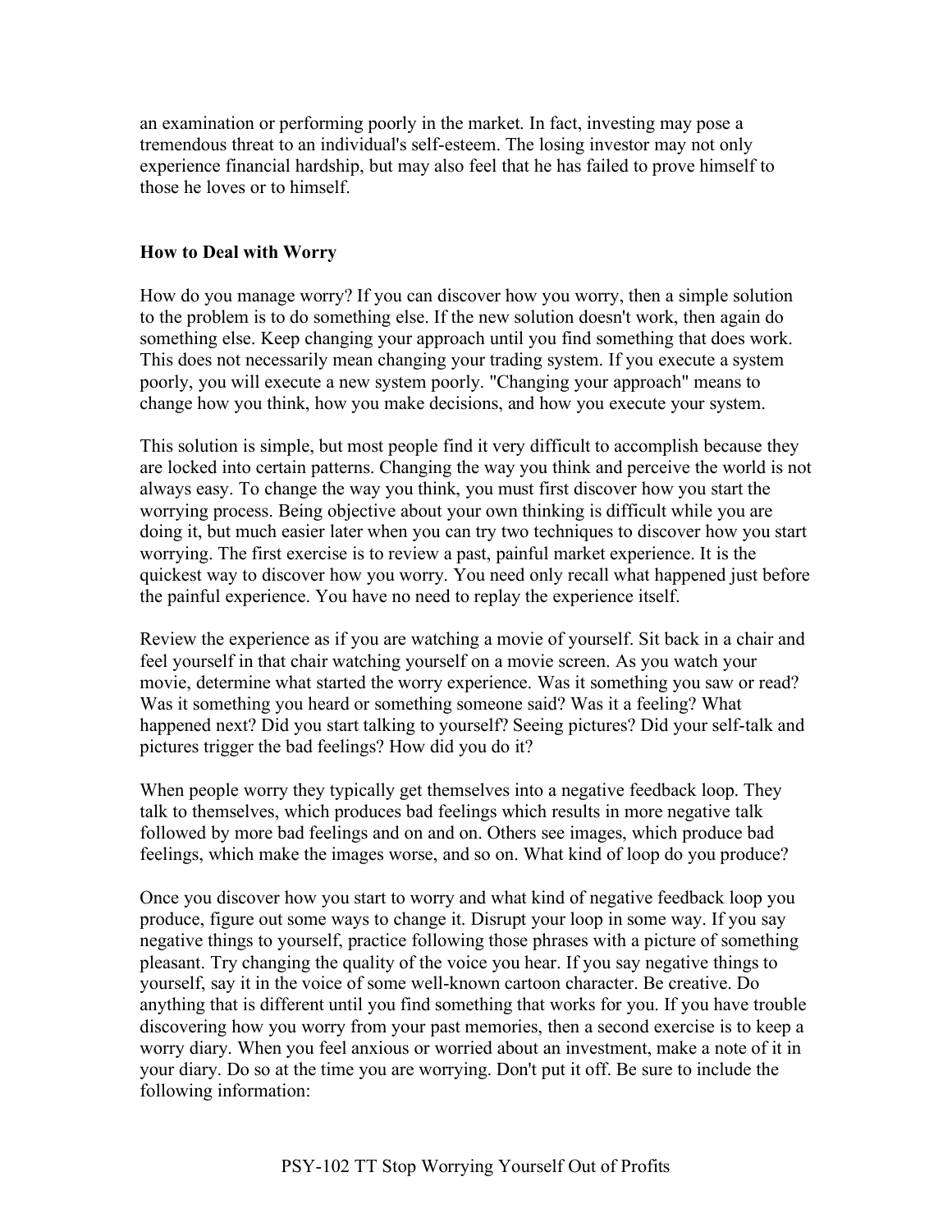an examination or performing poorly in the market. In fact, investing may pose a tremendous threat to an individual's self-esteem. The losing investor may not only experience financial hardship, but may also feel that he has failed to prove himself to those he loves or to himself.

### How to Deal with Worry

How do you manage worry? If you can discover how you worry, then a simple solution to the problem is to do something else. If the new solution doesn't work, then again do something else. Keep changing your approach until you find something that does work. This does not necessarily mean changing your trading system. If you execute a system poorly, you will execute a new system poorly. "Changing your approach" means to change how you think, how you make decisions, and how you execute your system.

This solution is simple, but most people find it very difficult to accomplish because they are locked into certain patterns. Changing the way you think and perceive the world is not always easy. To change the way you think, you must first discover how you start the worrying process. Being objective about your own thinking is difficult while you are doing it, but much easier later when you can try two techniques to discover how you start worrying. The first exercise is to review a past, painful market experience. It is the quickest way to discover how you worry. You need only recall what happened just before the painful experience. You have no need to replay the experience itself.

Review the experience as if you are watching a movie of yourself. Sit back in a chair and feel yourself in that chair watching yourself on a movie screen. As you watch your movie, determine what started the worry experience. Was it something you saw or read? Was it something you heard or something someone said? Was it a feeling? What happened next? Did you start talking to yourself? Seeing pictures? Did your self-talk and pictures trigger the bad feelings? How did you do it?

When people worry they typically get themselves into a negative feedback loop. They talk to themselves, which produces bad feelings which results in more negative talk followed by more bad feelings and on and on. Others see images, which produce bad feelings, which make the images worse, and so on. What kind of loop do you produce?

Once you discover how you start to worry and what kind of negative feedback loop you produce, figure out some ways to change it. Disrupt your loop in some way. If you say negative things to yourself, practice following those phrases with a picture of something pleasant. Try changing the quality of the voice you hear. If you say negative things to yourself, say it in the voice of some well-known cartoon character. Be creative. Do anything that is different until you find something that works for you. If you have trouble discovering how you worry from your past memories, then a second exercise is to keep a worry diary. When you feel anxious or worried about an investment, make a note of it in your diary. Do so at the time you are worrying. Don't put it off. Be sure to include the following information: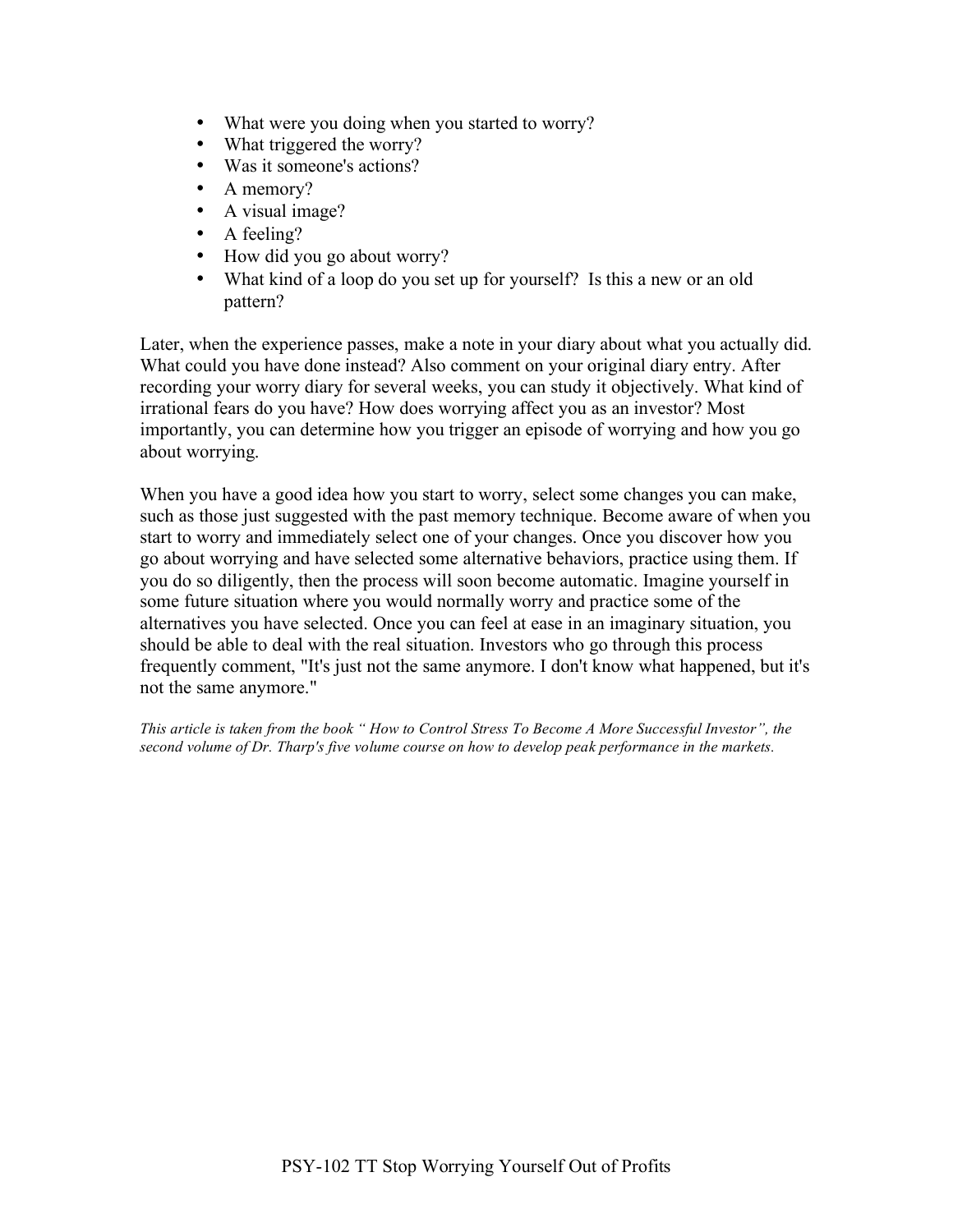- What were you doing when you started to worry?
- What triggered the worry?
- Was it someone's actions?
- A memory?
- A visual image?
- A feeling?
- How did you go about worry?
- What kind of a loop do you set up for yourself? Is this a new or an old pattern?

Later, when the experience passes, make a note in your diary about what you actually did. What could you have done instead? Also comment on your original diary entry. After recording your worry diary for several weeks, you can study it objectively. What kind of irrational fears do you have? How does worrying affect you as an investor? Most importantly, you can determine how you trigger an episode of worrying and how you go about worrying.

When you have a good idea how you start to worry, select some changes you can make, such as those just suggested with the past memory technique. Become aware of when you start to worry and immediately select one of your changes. Once you discover how you go about worrying and have selected some alternative behaviors, practice using them. If you do so diligently, then the process will soon become automatic. Imagine yourself in some future situation where you would normally worry and practice some of the alternatives you have selected. Once you can feel at ease in an imaginary situation, you should be able to deal with the real situation. Investors who go through this process frequently comment, "It's just not the same anymore. I don't know what happened, but it's not the same anymore."

*This article is taken from the book " How to Control Stress To Become A More Successful Investor", the second volume of Dr. Tharp's five volume course on how to develop peak performance in the markets.*